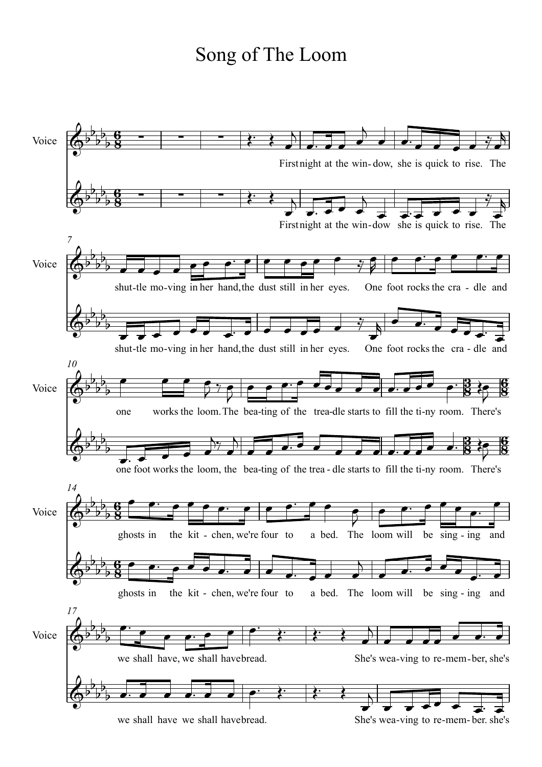# Song of The Loom

Voice

First night at the win- dow, she is quick to rise. The shut-tle mo-ving in her hand, the dust still in her eyes. One foot rocks the cra - dle and one works the loom. The bea-ting of the trea-dle starts to fill the ti-ny room. There's ghosts in the kit - chen, we're four to a bed. The loom will be sing - ing and we shall have, we shall have bread. She's wea-ving to re-mem-ber, she's

First night at the win- dow she is quick to rise. The shut-tle mo-ving in her hand, the dust still in her eyes. One foot rocks the cra - dle and one foot works the loom, the bea-ting of the trea - dle starts to fill the ti-ny room. There's ghosts in the kit - chen, we're four to a bed. The loom will be sing - ing and we shall have we shall have bread. She's wea-ving to re-mem- ber. she's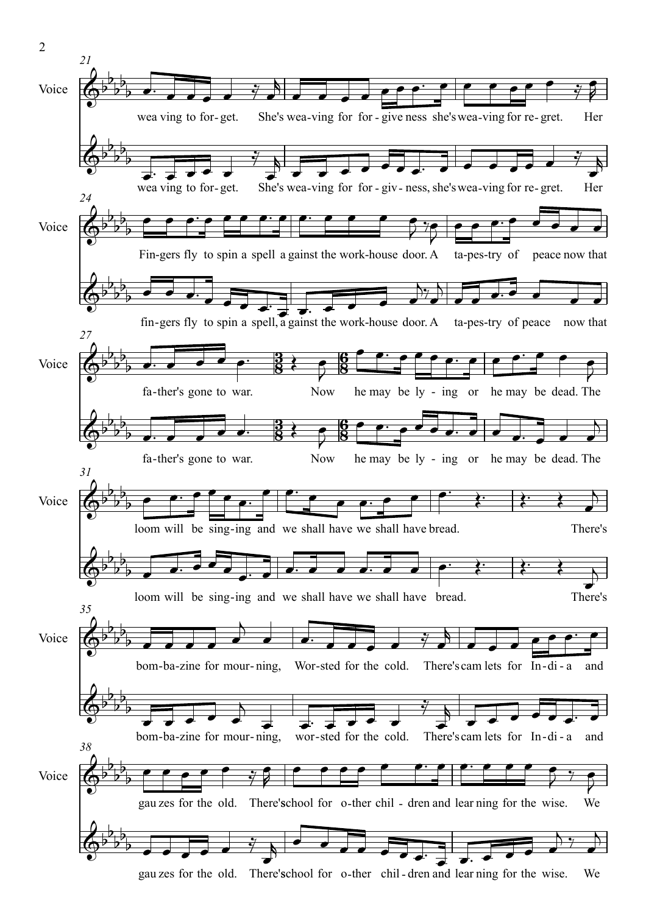21

Voice: wea ving to for- get. She's wea-ving for for - give ness she's wea-ving for re- gret. Her

wea ving to for- get. She's wea-ving for for - giv - ness, she's wea-ving for re- gret. Her

24

Voice: Fin-gers fly to spin a spell a gainst the work-house door. A ta-pes-try of peace now that

fin-gers fly to spin a spell, a gainst the work-house door. A ta-pes-try of peace now that

27

Voice: fa-ther's gone to war. Now he may be ly - ing or he may be dead. The

fa-ther's gone to war. Now he may be ly - ing or he may be dead. The

31

Voice: loom will be sing-ing and we shall have we shall have bread. There's

loom will be sing-ing and we shall have we shall have bread. There's

35

Voice: bom-ba-zine for mour- ning, Wor-sted for the cold. There's cam lets for In-di - a and

bom-ba-zine for mour- ning, wor-sted for the cold. There's cam lets for In-di - a and

38

Voice: gau zes for the old. There's school for o-ther chil - dren and lear ning for the wise. We

gau zes for the old. There's school for o-ther chil - dren and lear ning for the wise. We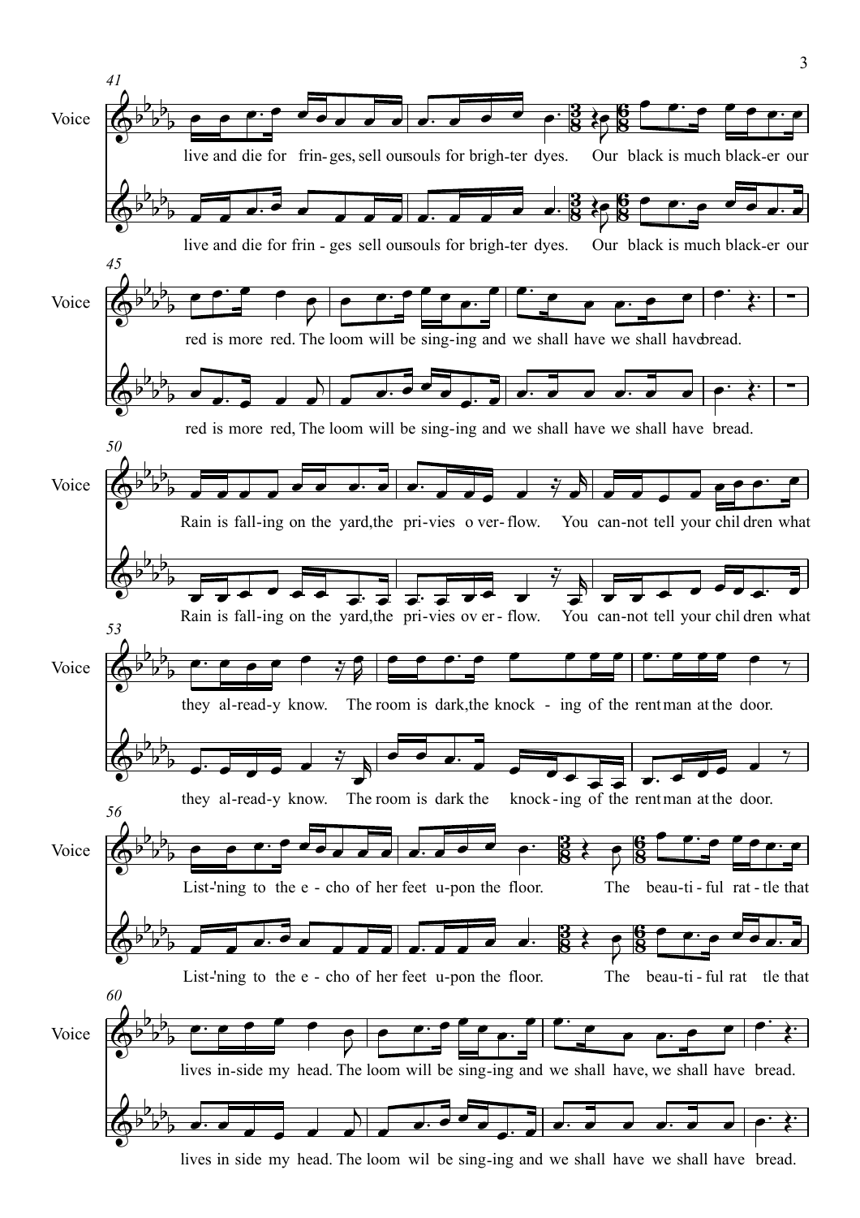41

Voice

live and die for frin- ges, sell our souls for brigh-ter dyes. Our black is much black-er our

live and die for frin - ges sell our souls for brigh-ter dyes. Our black is much black-er our

45

Voice

red is more red. The loom will be sing-ing and we shall have we shall have bread.

red is more red, The loom will be sing-ing and we shall have we shall have bread.

50

Voice

Rain is fall-ing on the yard, the pri-vies o ver- flow. You can-not tell your chil dren what

Rain is fall-ing on the yard, the pri-vies ov er - flow. You can-not tell your chil dren what

53

Voice

they al-read-y know. The room is dark, the knock - ing of the rent man at the door.

they al-read-y know. The room is dark the knock-ing of the rent man at the door.

56

Voice

List-'ning to the e - cho of her feet u-pon the floor. The beau-ti - ful rat - tle that

List-'ning to the e - cho of her feet u-pon the floor. The beau-ti - ful rat tle that

60

Voice

lives in-side my head. The loom will be sing-ing and we shall have, we shall have bread.

lives in side my head. The loom wil be sing-ing and we shall have we shall have bread.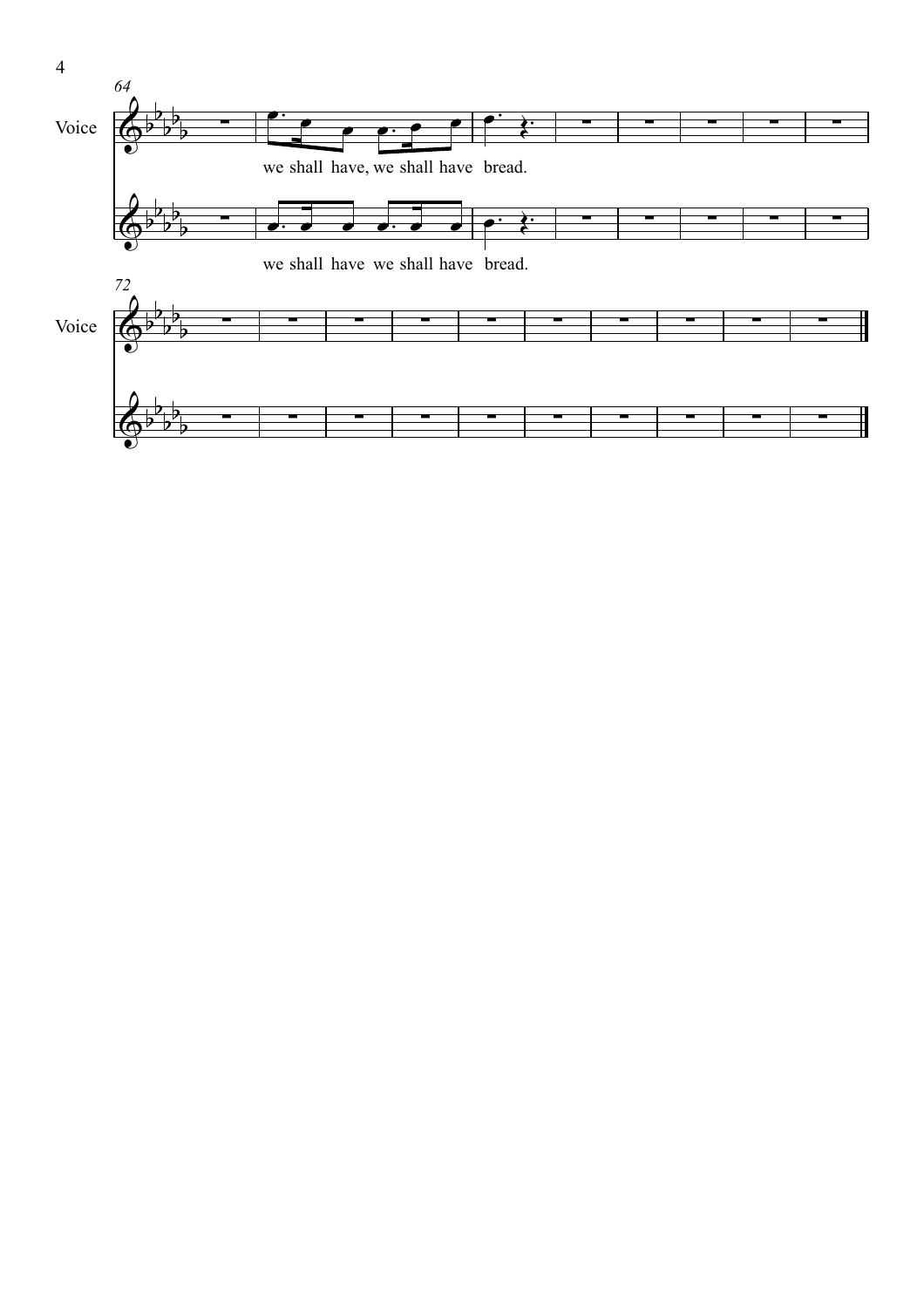64

Voice

we shall have, we shall have bread.

we shall have we shall have bread.

72

Voice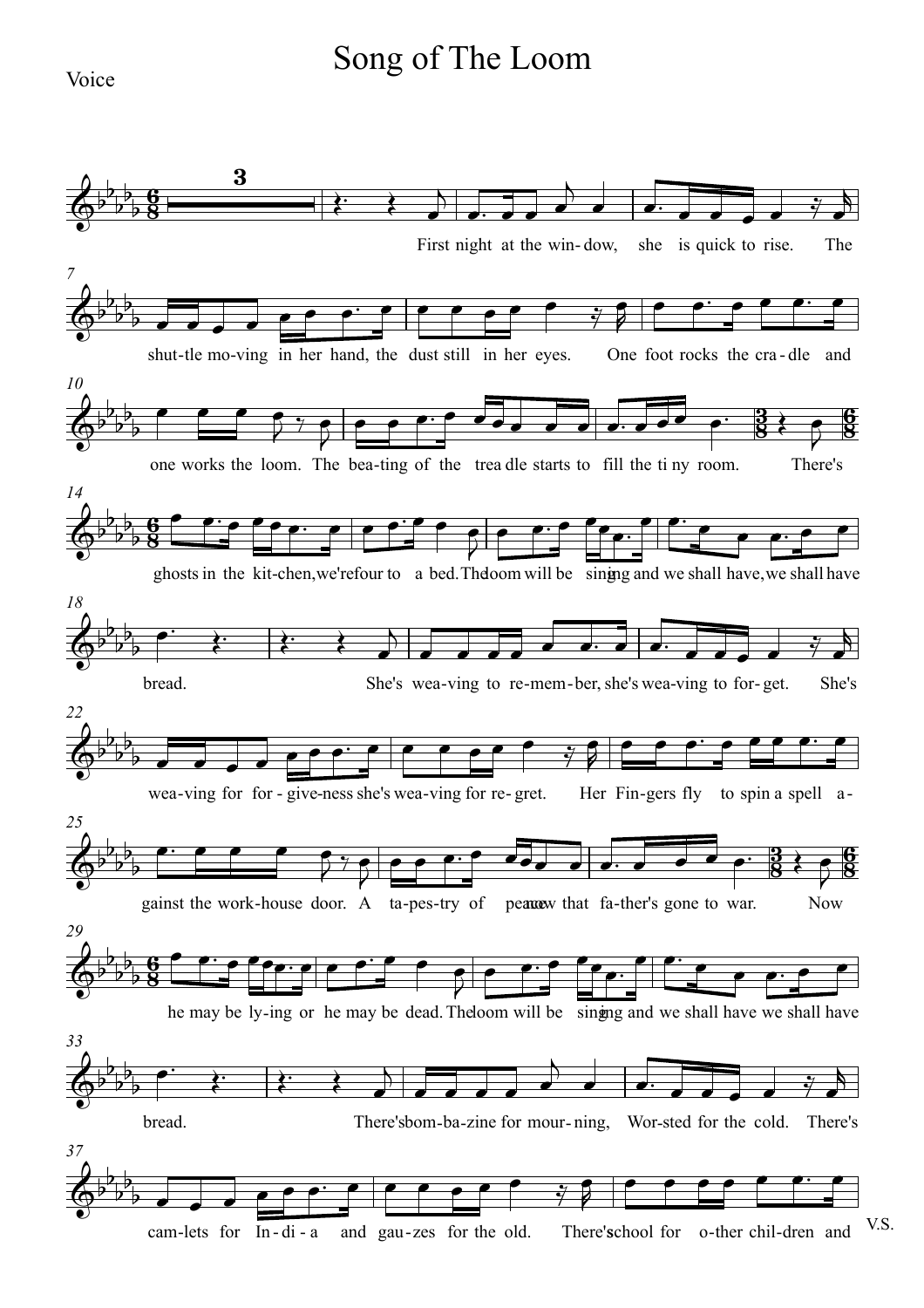# Song of The Loom

Voice

First night at the win- dow, she is quick to rise. The shut-tle mo-ving in her hand, the dust still in her eyes. One foot rocks the cra- dle and one works the loom. The bea-ting of the trea dle starts to fill the ti ny room. There's ghosts in the kit-chen, we're four to a bed. The loom will be sing-ing and we shall have, we shall have bread.

She's wea-ving to re-mem-ber, she's wea-ving to for- get. She's wea-ving for for - give-ness she's wea-ving for re- gret. Her Fin-gers fly to spin a spell a- gainst the work-house door. A ta-pes-try of peace now that fa-ther's gone to war. Now he may be ly-ing or he may be dead. The loom will be sing-ing and we shall have we shall have bread.

There's bom-ba-zine for mour- ning, Wor-sted for the cold. There's cam-lets for In-di-a and gau-zes for the old. There's school for o-ther chil-dren and

V.S.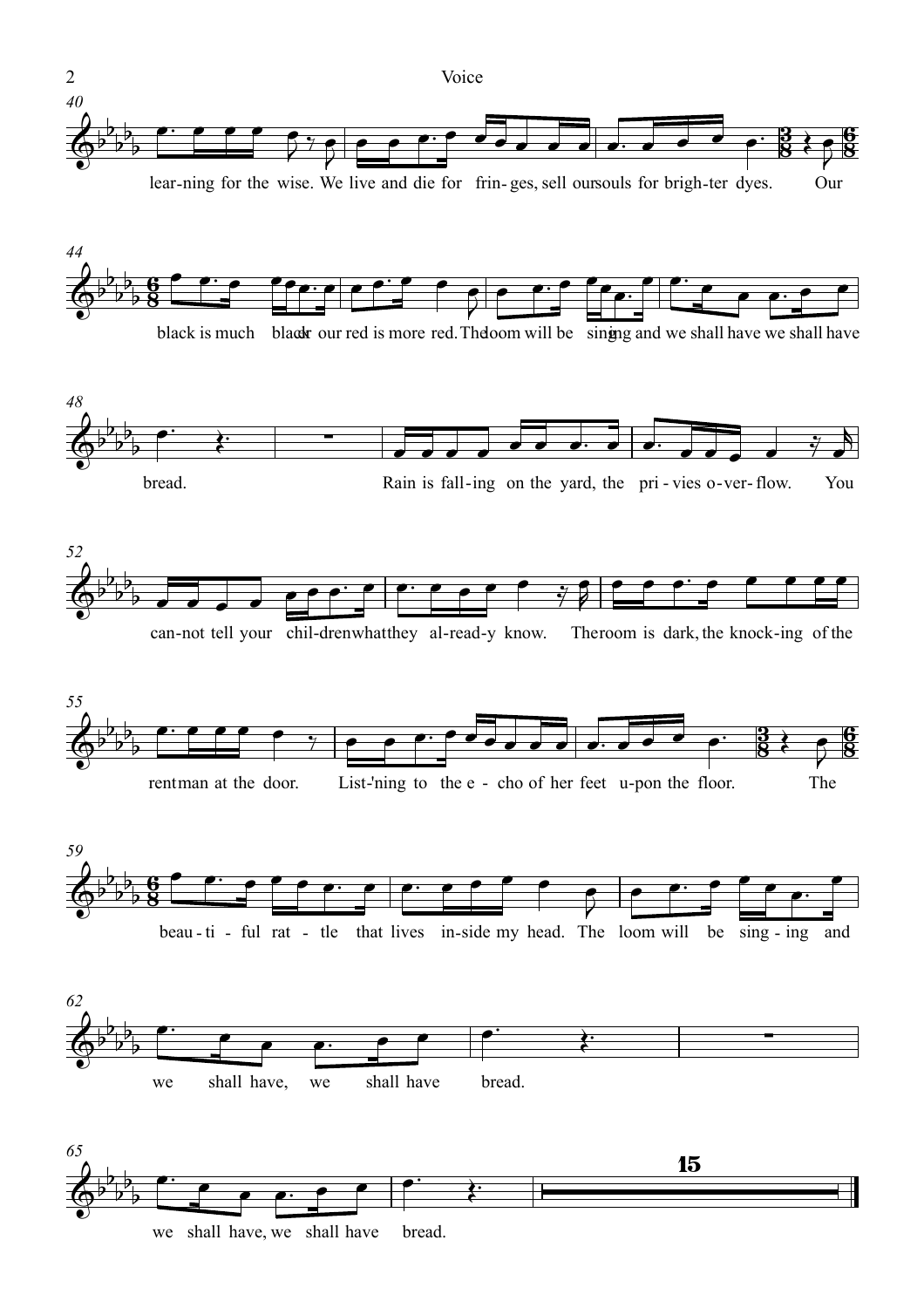lear-ning for the wise. We live and die for frin- ges, sell oursouls for brigh-ter dyes. Our

black is much black our red is more red. The loom will be singing and we shall have we shall have

bread. Rain is fall-ing on the yard, the pri - vies o-ver- flow. You

can-not tell your chil-drenwhatthey al-read-y know. Theroom is dark, the knock-ing of the

rentman at the door. List-'ning to the e - cho of her feet u-pon the floor. The

beau - ti - ful rat - tle that lives in-side my head. The loom will be sing - ing and

we shall have, we shall have bread.

we shall have, we shall have bread.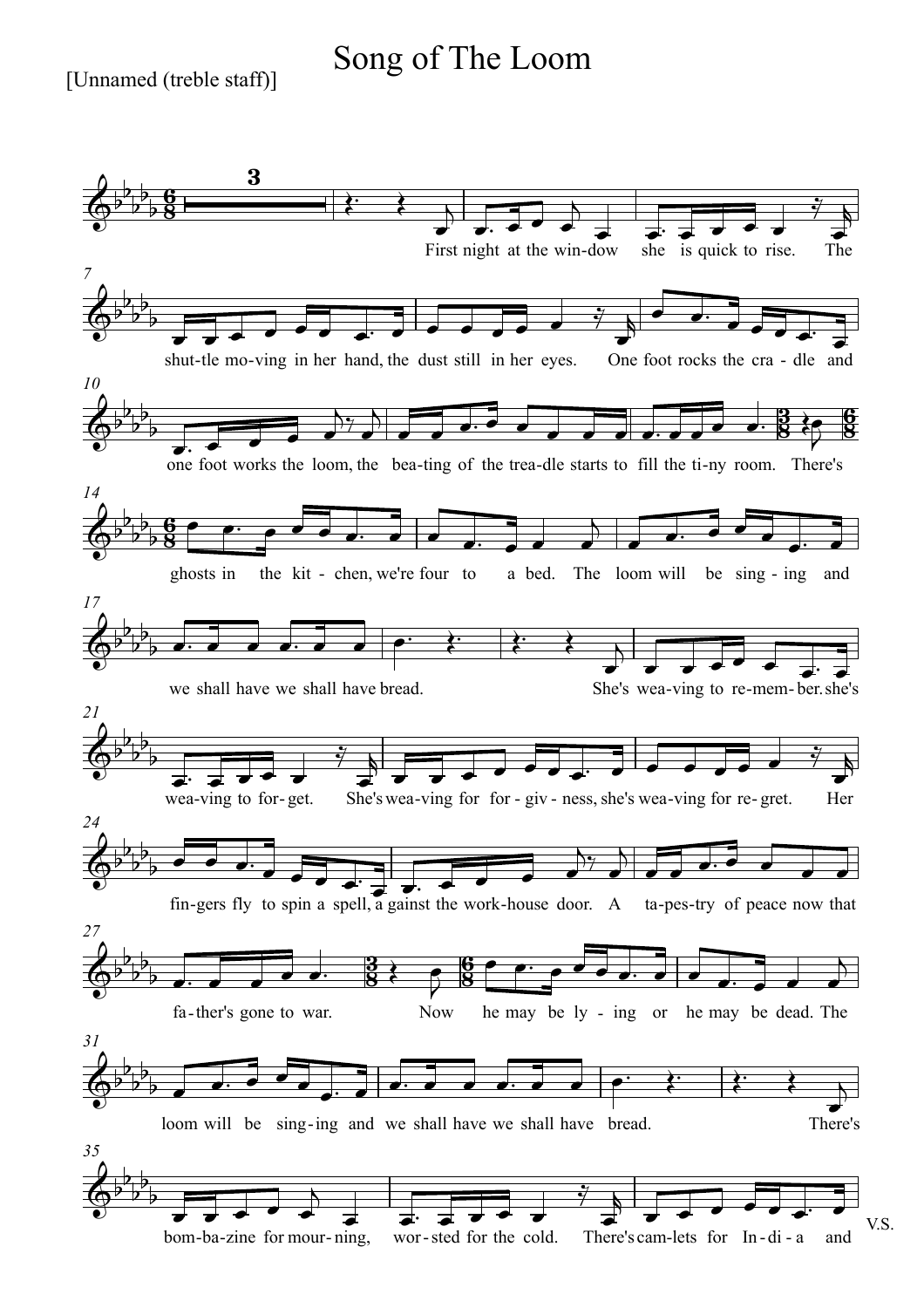# Song of The Loom

[Unnamed (treble staff)]

First night at the win-dow she is quick to rise. The shut-tle mo-ving in her hand, the dust still in her eyes. One foot rocks the cra - dle and one foot works the loom, the bea-ting of the trea-dle starts to fill the ti-ny room. There's ghosts in the kit - chen, we're four to a bed. The loom will be sing - ing and we shall have we shall have bread.

She's wea-ving to re-mem-ber. she's wea-ving to for-get. She's wea-ving for for - giv - ness, she's wea-ving for re-gret. Her fin-gers fly to spin a spell, a gainst the work-house door. A ta-pes-try of peace now that fa-ther's gone to war. Now he may be ly - ing or he may be dead. The loom will be sing-ing and we shall have we shall have bread.

There's bom-ba-zine for mour-ning, wor-sted for the cold. There's cam-lets for In-di - a and

V.S.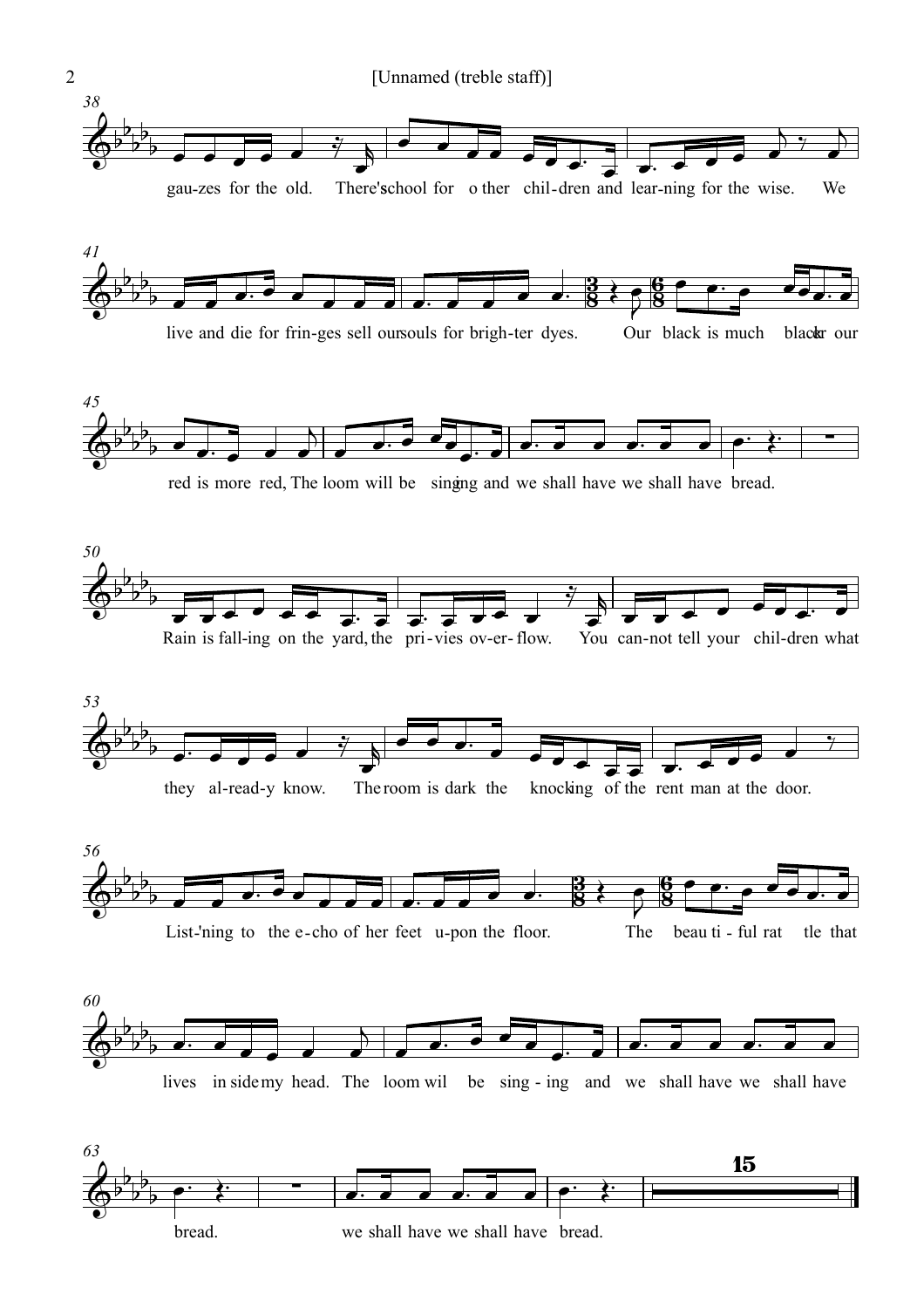gau-zes for the old. There's school for o ther chil-dren and lear-ning for the wise. We

live and die for frin-ges sell our souls for brigh-ter dyes. Our black is much blacker our

red is more red, The loom will be singing and we shall have we shall have bread.

Rain is fall-ing on the yard, the pri-vies ov-er-flow. You can-not tell your chil-dren what

they al-read-y know. The room is dark the knocking of the rent man at the door.

List-'ning to the e-cho of her feet u-pon the floor. The beau ti - ful rat tle that

lives in side my head. The loom wil be sing - ing and we shall have we shall have

bread. we shall have we shall have bread.

15